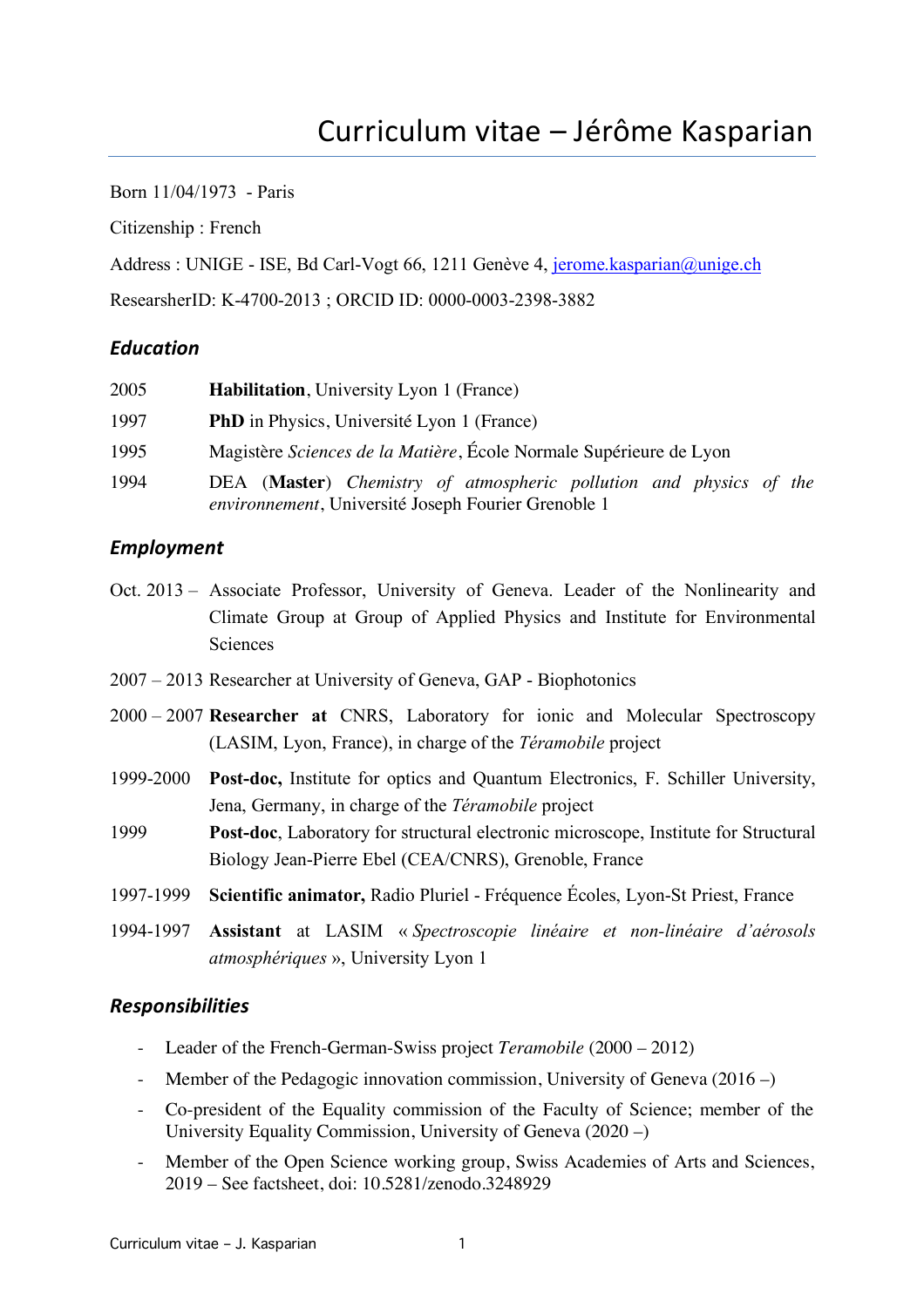# Curriculum vitae – Jérôme Kasparian

Born 11/04/1973 - Paris

Citizenship : French

Address : UNIGE - ISE, Bd Carl-Vogt 66, 1211 Genève 4, jerome.kasparian@unige.ch

ResearsherID: K-4700-2013 ; ORCID ID: 0000-0003-2398-3882

## *Education*

| | |
|---|---|
| 2005 | **Habilitation**, University Lyon 1 (France) |
| 1997 | **PhD** in Physics, Université Lyon 1 (France) |
| 1995 | Magistère *Sciences de la Matière*, École Normale Supérieure de Lyon |
| 1994 | DEA (**Master**) *Chemistry of atmospheric pollution and physics of the environnement*, Université Joseph Fourier Grenoble 1 |

## *Employment*

| | |
|---|---|
| Oct. 2013 – | Associate Professor, University of Geneva. Leader of the Nonlinearity and Climate Group at Group of Applied Physics and Institute for Environmental Sciences |
| 2007 – 2013 | Researcher at University of Geneva, GAP - Biophotonics |
| 2000 – 2007 | **Researcher at** CNRS, Laboratory for ionic and Molecular Spectroscopy (LASIM, Lyon, France), in charge of the *Téramobile* project |
| 1999-2000 | **Post-doc,** Institute for optics and Quantum Electronics, F. Schiller University, Jena, Germany, in charge of the *Téramobile* project |
| 1999 | **Post-doc**, Laboratory for structural electronic microscope, Institute for Structural Biology Jean-Pierre Ebel (CEA/CNRS), Grenoble, France |
| 1997-1999 | **Scientific animator,** Radio Pluriel - Fréquence Écoles, Lyon-St Priest, France |
| 1994-1997 | **Assistant** at LASIM « *Spectroscopie linéaire et non-linéaire d'aérosols atmosphériques* », University Lyon 1 |

## *Responsibilities*

- Leader of the French-German-Swiss project *Teramobile* (2000 – 2012)
- Member of the Pedagogic innovation commission, University of Geneva (2016 –)
- Co-president of the Equality commission of the Faculty of Science; member of the University Equality Commission, University of Geneva (2020 –)
- Member of the Open Science working group, Swiss Academies of Arts and Sciences, 2019 – See factsheet, doi: 10.5281/zenodo.3248929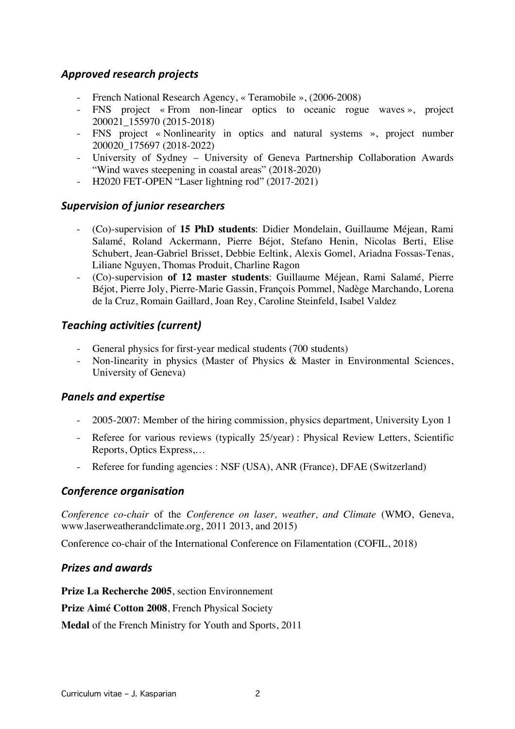### *Approved research projects*

- French National Research Agency, « Teramobile », (2006-2008)
- FNS project « From non-linear optics to oceanic rogue waves », project 200021_155970 (2015-2018)
- FNS project « Nonlinearity in optics and natural systems », project number 200020_175697 (2018-2022)
- University of Sydney – University of Geneva Partnership Collaboration Awards "Wind waves steepening in coastal areas" (2018-2020)
- H2020 FET-OPEN "Laser lightning rod" (2017-2021)

### *Supervision of junior researchers*

- (Co)-supervision of **15 PhD students**: Didier Mondelain, Guillaume Méjean, Rami Salamé, Roland Ackermann, Pierre Béjot, Stefano Henin, Nicolas Berti, Elise Schubert, Jean-Gabriel Brisset, Debbie Eeltink, Alexis Gomel, Ariadna Fossas-Tenas, Liliane Nguyen, Thomas Produit, Charline Ragon
- (Co)-supervision **of 12 master students**: Guillaume Méjean, Rami Salamé, Pierre Béjot, Pierre Joly, Pierre-Marie Gassin, François Pommel, Nadège Marchando, Lorena de la Cruz, Romain Gaillard, Joan Rey, Caroline Steinfeld, Isabel Valdez

### *Teaching activities (current)*

- General physics for first-year medical students (700 students)
- Non-linearity in physics (Master of Physics & Master in Environmental Sciences, University of Geneva)

### *Panels and expertise*

- 2005-2007: Member of the hiring commission, physics department, University Lyon 1
- Referee for various reviews (typically 25/year) : Physical Review Letters, Scientific Reports, Optics Express,…
- Referee for funding agencies : NSF (USA), ANR (France), DFAE (Switzerland)

### *Conference organisation*

*Conference co-chair* of the *Conference on laser, weather, and Climate* (WMO, Geneva, www.laserweatherandclimate.org, 2011 2013, and 2015)

Conference co-chair of the International Conference on Filamentation (COFIL, 2018)

### *Prizes and awards*

**Prize La Recherche 2005**, section Environnement

**Prize Aimé Cotton 2008**, French Physical Society

**Medal** of the French Ministry for Youth and Sports, 2011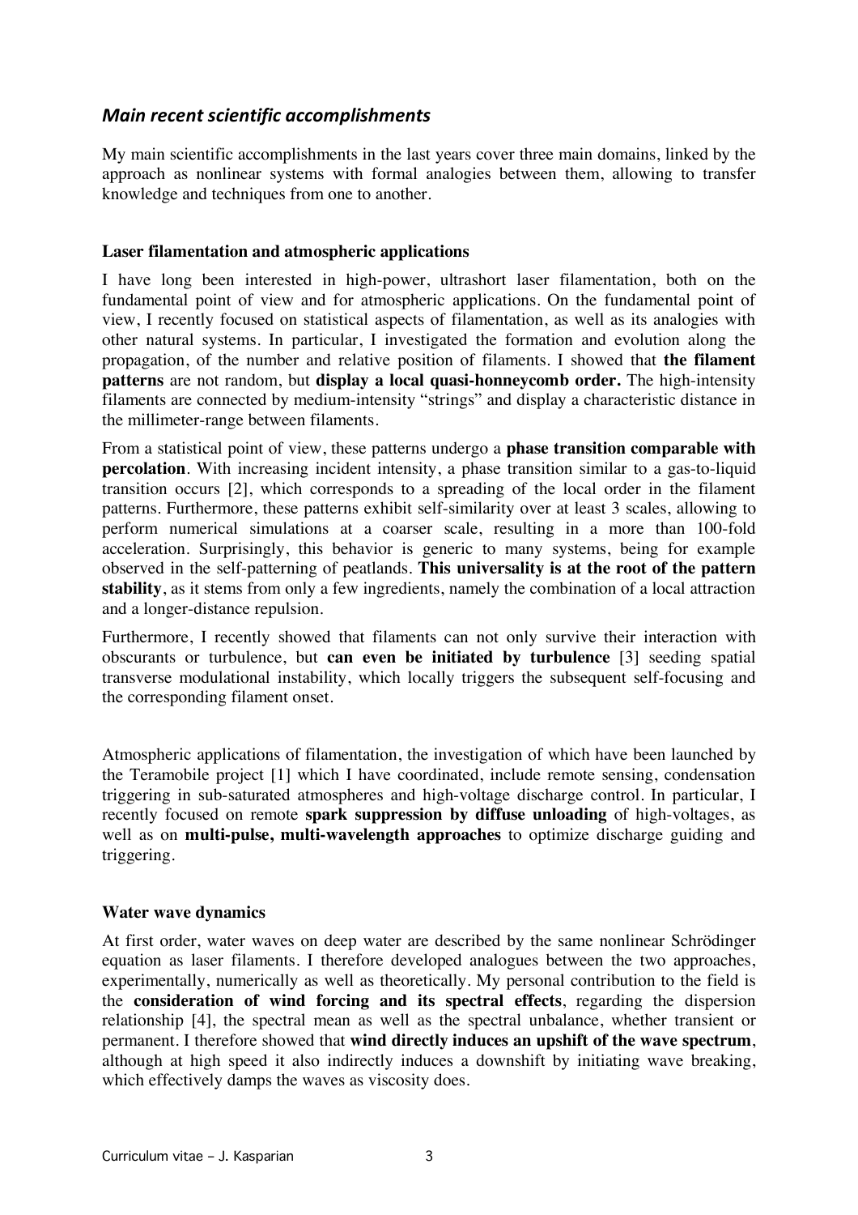## *Main recent scientific accomplishments*

My main scientific accomplishments in the last years cover three main domains, linked by the approach as nonlinear systems with formal analogies between them, allowing to transfer knowledge and techniques from one to another.

### Laser filamentation and atmospheric applications

I have long been interested in high-power, ultrashort laser filamentation, both on the fundamental point of view and for atmospheric applications. On the fundamental point of view, I recently focused on statistical aspects of filamentation, as well as its analogies with other natural systems. In particular, I investigated the formation and evolution along the propagation, of the number and relative position of filaments. I showed that **the filament patterns** are not random, but **display a local quasi-honneycomb order.** The high-intensity filaments are connected by medium-intensity "strings" and display a characteristic distance in the millimeter-range between filaments.

From a statistical point of view, these patterns undergo a **phase transition comparable with percolation**. With increasing incident intensity, a phase transition similar to a gas-to-liquid transition occurs [2], which corresponds to a spreading of the local order in the filament patterns. Furthermore, these patterns exhibit self-similarity over at least 3 scales, allowing to perform numerical simulations at a coarser scale, resulting in a more than 100-fold acceleration. Surprisingly, this behavior is generic to many systems, being for example observed in the self-patterning of peatlands. **This universality is at the root of the pattern stability**, as it stems from only a few ingredients, namely the combination of a local attraction and a longer-distance repulsion.

Furthermore, I recently showed that filaments can not only survive their interaction with obscurants or turbulence, but **can even be initiated by turbulence** [3] seeding spatial transverse modulational instability, which locally triggers the subsequent self-focusing and the corresponding filament onset.

Atmospheric applications of filamentation, the investigation of which have been launched by the Teramobile project [1] which I have coordinated, include remote sensing, condensation triggering in sub-saturated atmospheres and high-voltage discharge control. In particular, I recently focused on remote **spark suppression by diffuse unloading** of high-voltages, as well as on **multi-pulse, multi-wavelength approaches** to optimize discharge guiding and triggering.

### Water wave dynamics

At first order, water waves on deep water are described by the same nonlinear Schrödinger equation as laser filaments. I therefore developed analogues between the two approaches, experimentally, numerically as well as theoretically. My personal contribution to the field is the **consideration of wind forcing and its spectral effects**, regarding the dispersion relationship [4], the spectral mean as well as the spectral unbalance, whether transient or permanent. I therefore showed that **wind directly induces an upshift of the wave spectrum**, although at high speed it also indirectly induces a downshift by initiating wave breaking, which effectively damps the waves as viscosity does.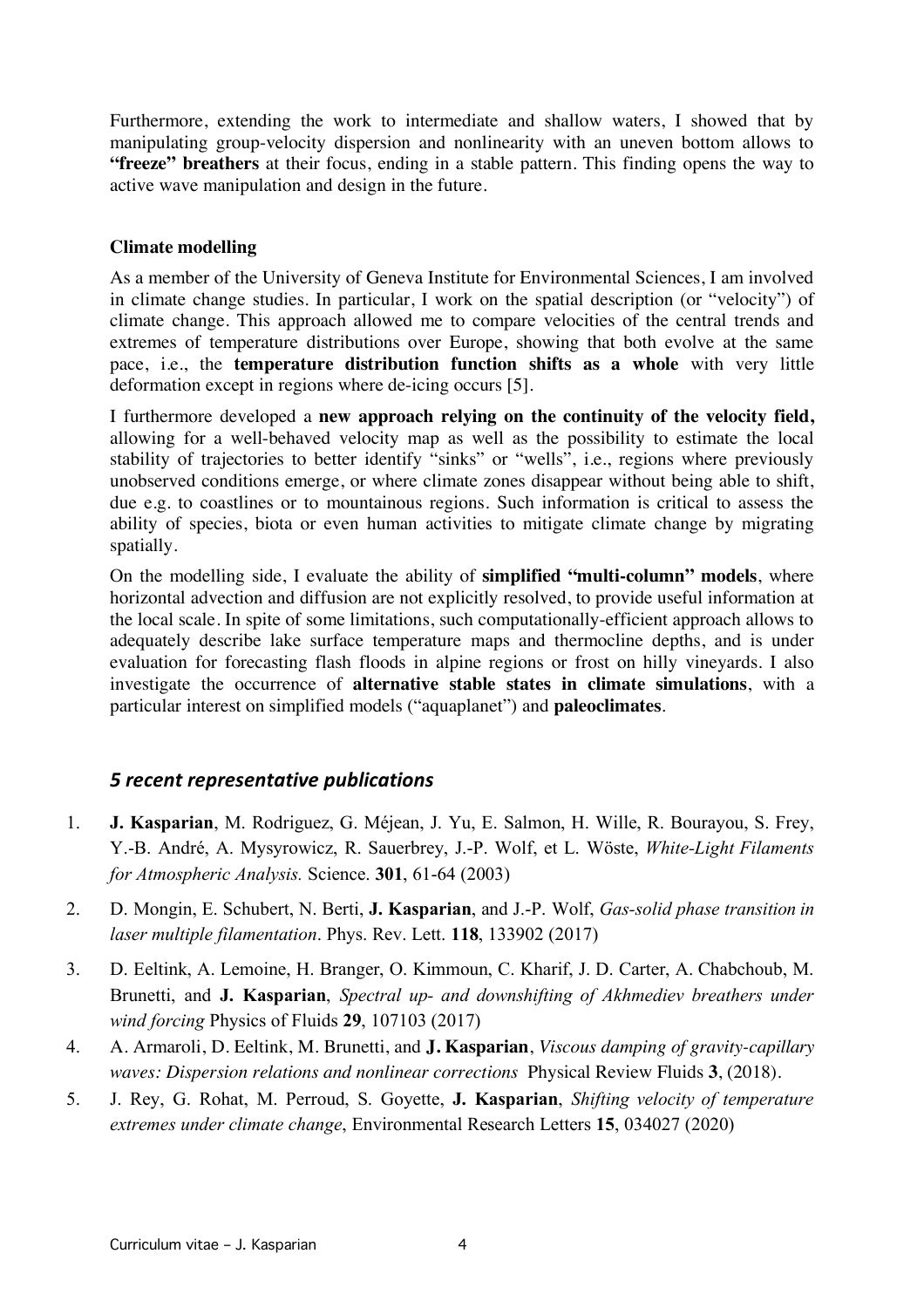Furthermore, extending the work to intermediate and shallow waters, I showed that by manipulating group-velocity dispersion and nonlinearity with an uneven bottom allows to **"freeze" breathers** at their focus, ending in a stable pattern. This finding opens the way to active wave manipulation and design in the future.

**Climate modelling**

As a member of the University of Geneva Institute for Environmental Sciences, I am involved in climate change studies. In particular, I work on the spatial description (or "velocity") of climate change. This approach allowed me to compare velocities of the central trends and extremes of temperature distributions over Europe, showing that both evolve at the same pace, i.e., the **temperature distribution function shifts as a whole** with very little deformation except in regions where de-icing occurs [5].

I furthermore developed a **new approach relying on the continuity of the velocity field,** allowing for a well-behaved velocity map as well as the possibility to estimate the local stability of trajectories to better identify "sinks" or "wells", i.e., regions where previously unobserved conditions emerge, or where climate zones disappear without being able to shift, due e.g. to coastlines or to mountainous regions. Such information is critical to assess the ability of species, biota or even human activities to mitigate climate change by migrating spatially.

On the modelling side, I evaluate the ability of **simplified "multi-column" models**, where horizontal advection and diffusion are not explicitly resolved, to provide useful information at the local scale. In spite of some limitations, such computationally-efficient approach allows to adequately describe lake surface temperature maps and thermocline depths, and is under evaluation for forecasting flash floods in alpine regions or frost on hilly vineyards. I also investigate the occurrence of **alternative stable states in climate simulations**, with a particular interest on simplified models ("aquaplanet") and **paleoclimates**.

## *5 recent representative publications*

1. **J. Kasparian**, M. Rodriguez, G. Méjean, J. Yu, E. Salmon, H. Wille, R. Bourayou, S. Frey, Y.-B. André, A. Mysyrowicz, R. Sauerbrey, J.-P. Wolf, et L. Wöste, *White-Light Filaments for Atmospheric Analysis.* Science. **301**, 61-64 (2003)
2. D. Mongin, E. Schubert, N. Berti, **J. Kasparian**, and J.-P. Wolf, *Gas-solid phase transition in laser multiple filamentation*. Phys. Rev. Lett. **118**, 133902 (2017)
3. D. Eeltink, A. Lemoine, H. Branger, O. Kimmoun, C. Kharif, J. D. Carter, A. Chabchoub, M. Brunetti, and **J. Kasparian**, *Spectral up- and downshifting of Akhmediev breathers under wind forcing* Physics of Fluids **29**, 107103 (2017)
4. A. Armaroli, D. Eeltink, M. Brunetti, and **J. Kasparian**, *Viscous damping of gravity-capillary waves: Dispersion relations and nonlinear corrections* Physical Review Fluids **3**, (2018).
5. J. Rey, G. Rohat, M. Perroud, S. Goyette, **J. Kasparian**, *Shifting velocity of temperature extremes under climate change*, Environmental Research Letters **15**, 034027 (2020)